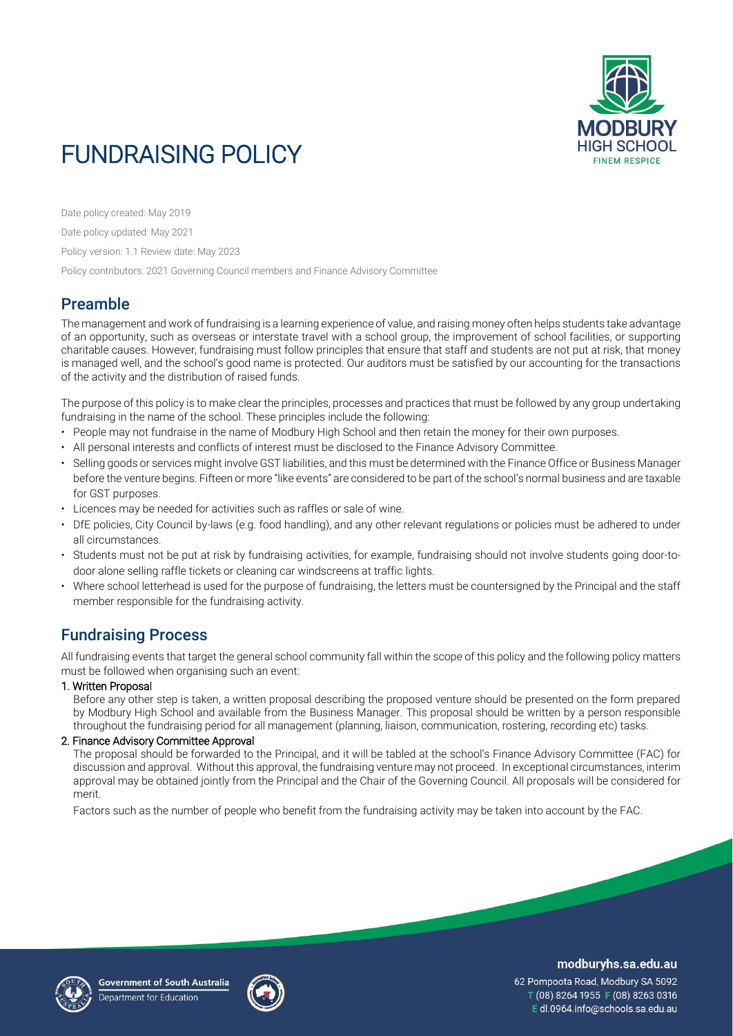# FUNDRAISING POLICY

Date policy created: May 2019

Date policy updated: May 2021

Policy version: 1.1 Review date: May 2023

Policy contributors: 2021 Governing Council members and Finance Advisory Committee

## Preamble

The management and work of fundraising is a learning experience of value, and raising money often helps students take advantage of an opportunity, such as overseas or interstate travel with a school group, the improvement of school facilities, or supporting charitable causes. However, fundraising must follow principles that ensure that staff and students are not put at risk, that money is managed well, and the school's good name is protected. Our auditors must be satisfied by our accounting for the transactions of the activity and the distribution of raised funds.

The purpose of this policy is to make clear the principles, processes and practices that must be followed by any group undertaking fundraising in the name of the school. These principles include the following:

- People may not fundraise in the name of Modbury High School and then retain the money for their own purposes.
- All personal interests and conflicts of interest must be disclosed to the Finance Advisory Committee.
- Selling goods or services might involve GST liabilities, and this must be determined with the Finance Office or Business Manager before the venture begins. Fifteen or more "like events" are considered to be part of the school's normal business and are taxable for GST purposes.
- Licences may be needed for activities such as raffles or sale of wine.
- DfE policies, City Council by-laws (e.g. food handling), and any other relevant regulations or policies must be adhered to under all circumstances.
- Students must not be put at risk by fundraising activities, for example, fundraising should not involve students going door-to-door alone selling raffle tickets or cleaning car windscreens at traffic lights.
- Where school letterhead is used for the purpose of fundraising, the letters must be countersigned by the Principal and the staff member responsible for the fundraising activity.

## Fundraising Process

All fundraising events that target the general school community fall within the scope of this policy and the following policy matters must be followed when organising such an event:

**1. Written Proposal**

Before any other step is taken, a written proposal describing the proposed venture should be presented on the form prepared by Modbury High School and available from the Business Manager. This proposal should be written by a person responsible throughout the fundraising period for all management (planning, liaison, communication, rostering, recording etc) tasks.

**2. Finance Advisory Committee Approval**

The proposal should be forwarded to the Principal, and it will be tabled at the school's Finance Advisory Committee (FAC) for discussion and approval. Without this approval, the fundraising venture may not proceed. In exceptional circumstances, interim approval may be obtained jointly from the Principal and the Chair of the Governing Council. All proposals will be considered for merit.

Factors such as the number of people who benefit from the fundraising activity may be taken into account by the FAC.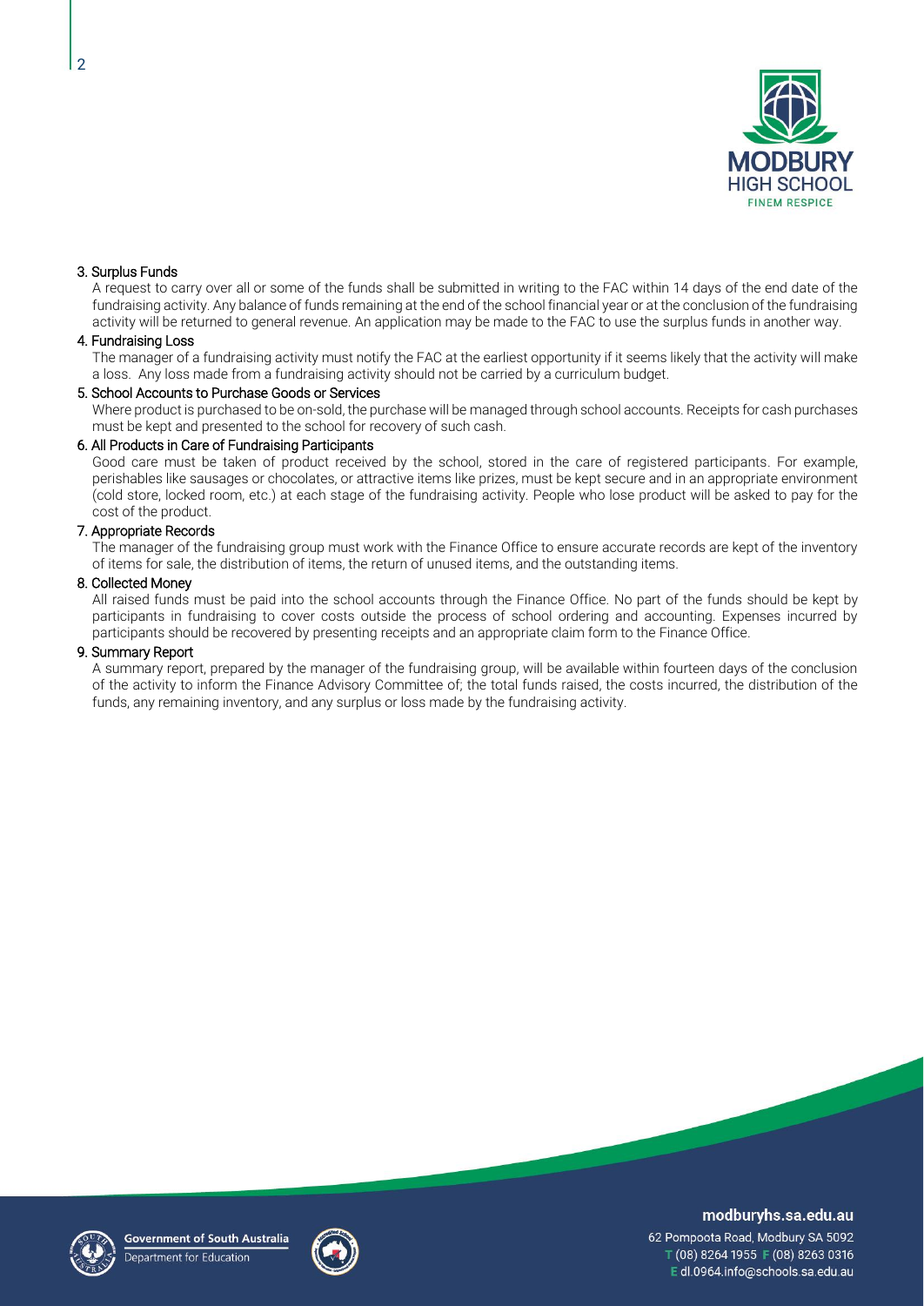### 3. Surplus Funds

A request to carry over all or some of the funds shall be submitted in writing to the FAC within 14 days of the end date of the fundraising activity. Any balance of funds remaining at the end of the school financial year or at the conclusion of the fundraising activity will be returned to general revenue. An application may be made to the FAC to use the surplus funds in another way.

### 4. Fundraising Loss

The manager of a fundraising activity must notify the FAC at the earliest opportunity if it seems likely that the activity will make a loss. Any loss made from a fundraising activity should not be carried by a curriculum budget.

### 5. School Accounts to Purchase Goods or Services

Where product is purchased to be on-sold, the purchase will be managed through school accounts. Receipts for cash purchases must be kept and presented to the school for recovery of such cash.

### 6. All Products in Care of Fundraising Participants

Good care must be taken of product received by the school, stored in the care of registered participants. For example, perishables like sausages or chocolates, or attractive items like prizes, must be kept secure and in an appropriate environment (cold store, locked room, etc.) at each stage of the fundraising activity. People who lose product will be asked to pay for the cost of the product.

### 7. Appropriate Records

The manager of the fundraising group must work with the Finance Office to ensure accurate records are kept of the inventory of items for sale, the distribution of items, the return of unused items, and the outstanding items.

### 8. Collected Money

All raised funds must be paid into the school accounts through the Finance Office. No part of the funds should be kept by participants in fundraising to cover costs outside the process of school ordering and accounting. Expenses incurred by participants should be recovered by presenting receipts and an appropriate claim form to the Finance Office.

### 9. Summary Report

A summary report, prepared by the manager of the fundraising group, will be available within fourteen days of the conclusion of the activity to inform the Finance Advisory Committee of; the total funds raised, the costs incurred, the distribution of the funds, any remaining inventory, and any surplus or loss made by the fundraising activity.